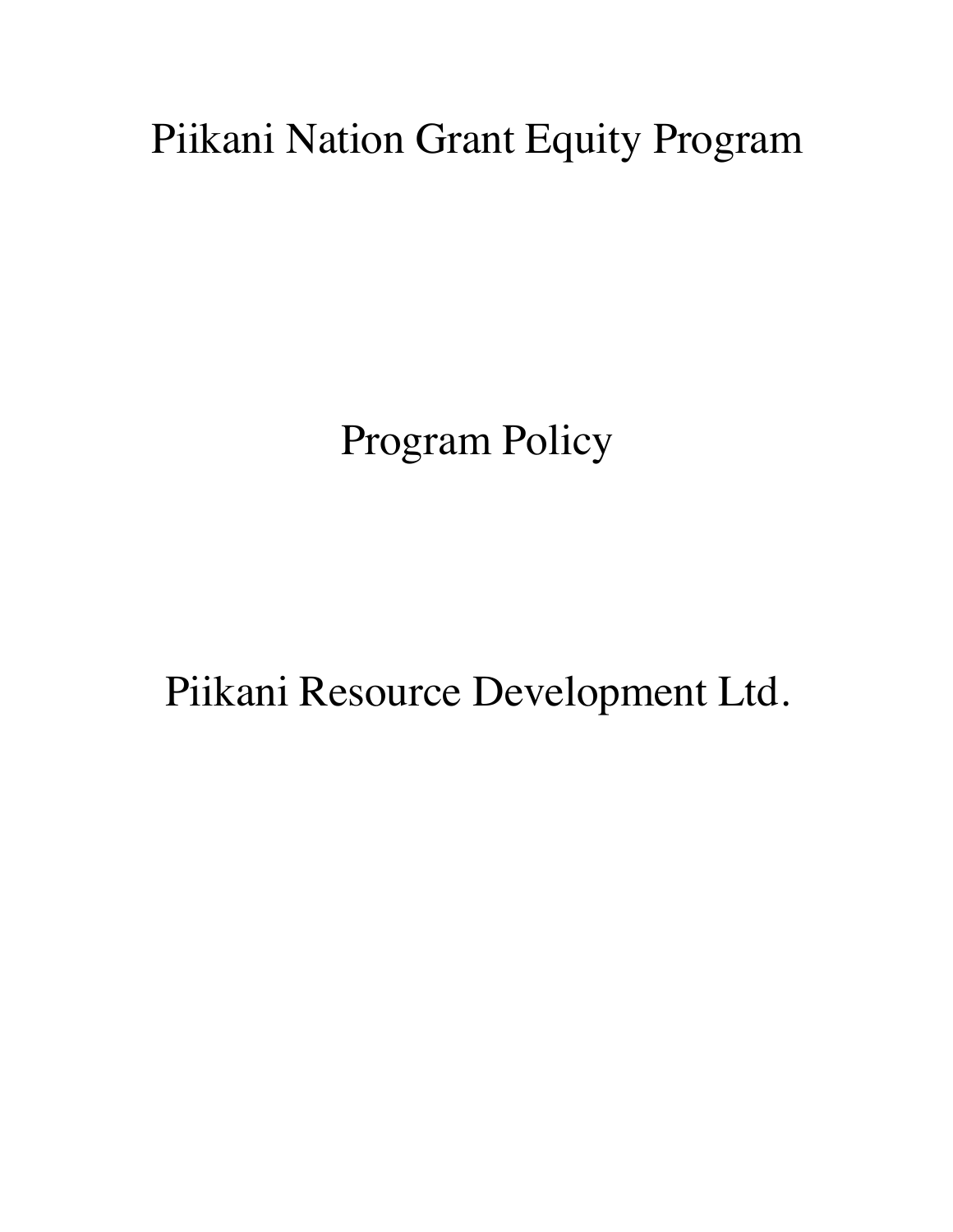# Piikani Nation Grant Equity Program

## Program Policy

## Piikani Resource Development Ltd.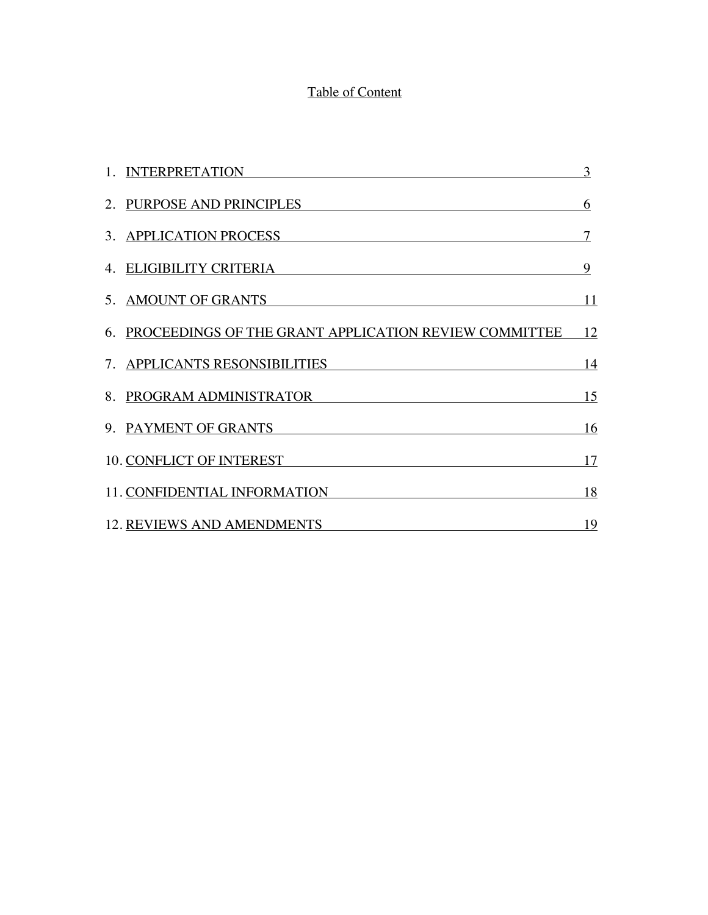# Table of Content

1. INTERPRETATION 3
2. PURPOSE AND PRINCIPLES 6
3. APPLICATION PROCESS 7
4. ELIGIBILITY CRITERIA 9
5. AMOUNT OF GRANTS 11
6. PROCEEDINGS OF THE GRANT APPLICATION REVIEW COMMITTEE 12
7. APPLICANTS RESONSIBILITIES 14
8. PROGRAM ADMINISTRATOR 15
9. PAYMENT OF GRANTS 16
10. CONFLICT OF INTEREST 17
11. CONFIDENTIAL INFORMATION 18
12. REVIEWS AND AMENDMENTS 19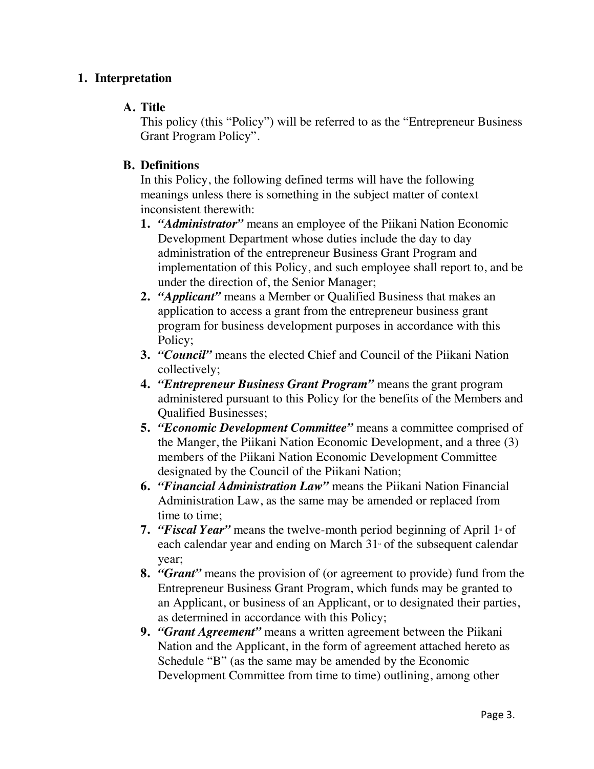## 1. Interpretation

### A. Title

This policy (this "Policy") will be referred to as the "Entrepreneur Business Grant Program Policy".

### B. Definitions

In this Policy, the following defined terms will have the following meanings unless there is something in the subject matter of context inconsistent therewith:

1. ***"Administrator"*** means an employee of the Piikani Nation Economic Development Department whose duties include the day to day administration of the entrepreneur Business Grant Program and implementation of this Policy, and such employee shall report to, and be under the direction of, the Senior Manager;
2. ***"Applicant"*** means a Member or Qualified Business that makes an application to access a grant from the entrepreneur business grant program for business development purposes in accordance with this Policy;
3. ***"Council"*** means the elected Chief and Council of the Piikani Nation collectively;
4. ***"Entrepreneur Business Grant Program"*** means the grant program administered pursuant to this Policy for the benefits of the Members and Qualified Businesses;
5. ***"Economic Development Committee"*** means a committee comprised of the Manger, the Piikani Nation Economic Development, and a three (3) members of the Piikani Nation Economic Development Committee designated by the Council of the Piikani Nation;
6. ***"Financial Administration Law"*** means the Piikani Nation Financial Administration Law, as the same may be amended or replaced from time to time;
7. ***"Fiscal Year"*** means the twelve-month period beginning of April 1st of each calendar year and ending on March 31st of the subsequent calendar year;
8. ***"Grant"*** means the provision of (or agreement to provide) fund from the Entrepreneur Business Grant Program, which funds may be granted to an Applicant, or business of an Applicant, or to designated their parties, as determined in accordance with this Policy;
9. ***"Grant Agreement"*** means a written agreement between the Piikani Nation and the Applicant, in the form of agreement attached hereto as Schedule "B" (as the same may be amended by the Economic Development Committee from time to time) outlining, among other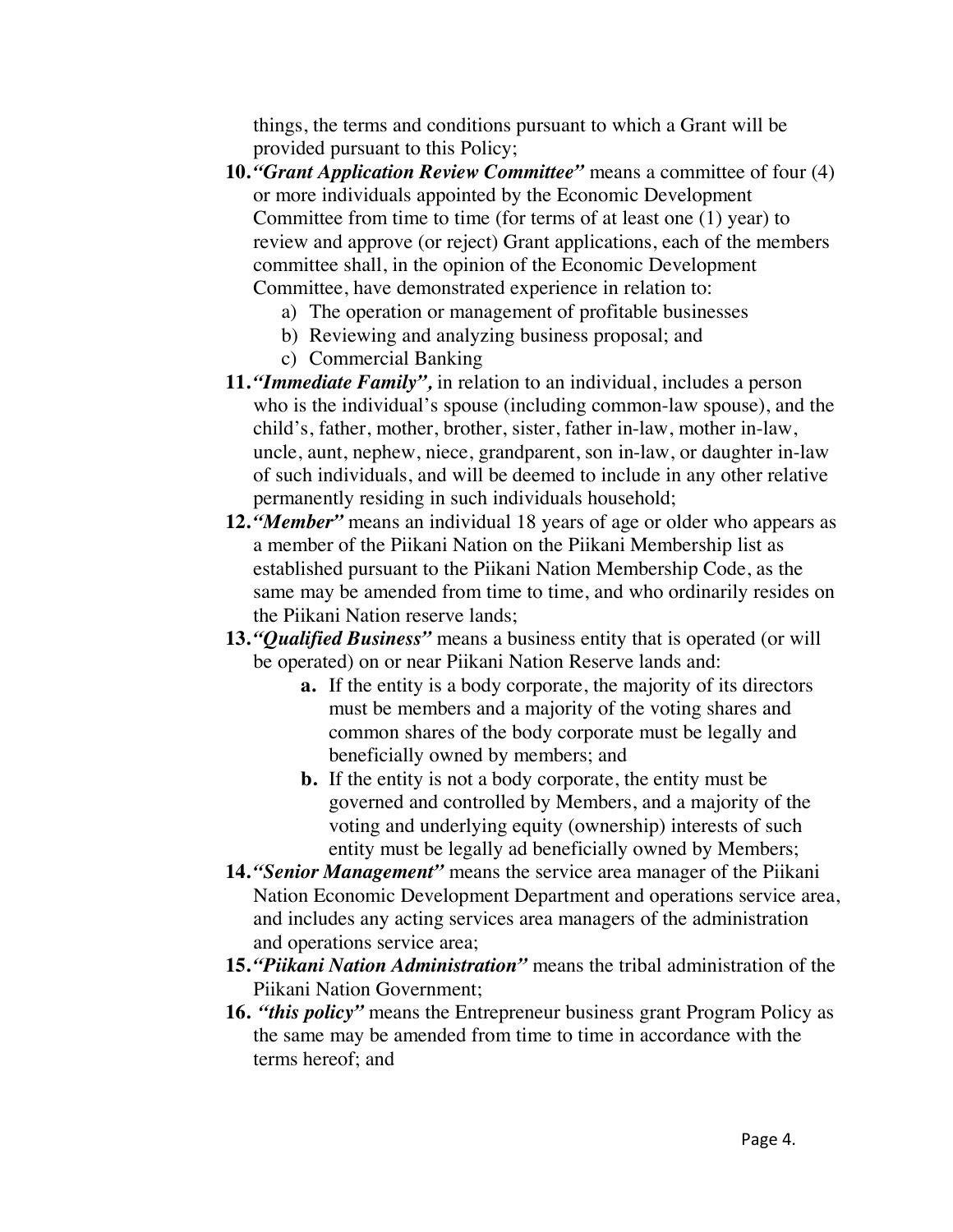things, the terms and conditions pursuant to which a Grant will be provided pursuant to this Policy;

10. ***"Grant Application Review Committee"*** means a committee of four (4) or more individuals appointed by the Economic Development Committee from time to time (for terms of at least one (1) year) to review and approve (or reject) Grant applications, each of the members committee shall, in the opinion of the Economic Development Committee, have demonstrated experience in relation to:
    a) The operation or management of profitable businesses
    b) Reviewing and analyzing business proposal; and
    c) Commercial Banking
11. ***"Immediate Family",*** in relation to an individual, includes a person who is the individual's spouse (including common-law spouse), and the child's, father, mother, brother, sister, father in-law, mother in-law, uncle, aunt, nephew, niece, grandparent, son in-law, or daughter in-law of such individuals, and will be deemed to include in any other relative permanently residing in such individuals household;
12. ***"Member"*** means an individual 18 years of age or older who appears as a member of the Piikani Nation on the Piikani Membership list as established pursuant to the Piikani Nation Membership Code, as the same may be amended from time to time, and who ordinarily resides on the Piikani Nation reserve lands;
13. ***"Qualified Business"*** means a business entity that is operated (or will be operated) on or near Piikani Nation Reserve lands and:
    **a.** If the entity is a body corporate, the majority of its directors must be members and a majority of the voting shares and common shares of the body corporate must be legally and beneficially owned by members; and
    **b.** If the entity is not a body corporate, the entity must be governed and controlled by Members, and a majority of the voting and underlying equity (ownership) interests of such entity must be legally ad beneficially owned by Members;
14. ***"Senior Management"*** means the service area manager of the Piikani Nation Economic Development Department and operations service area, and includes any acting services area managers of the administration and operations service area;
15. ***"Piikani Nation Administration"*** means the tribal administration of the Piikani Nation Government;
16. ***"this policy"*** means the Entrepreneur business grant Program Policy as the same may be amended from time to time in accordance with the terms hereof; and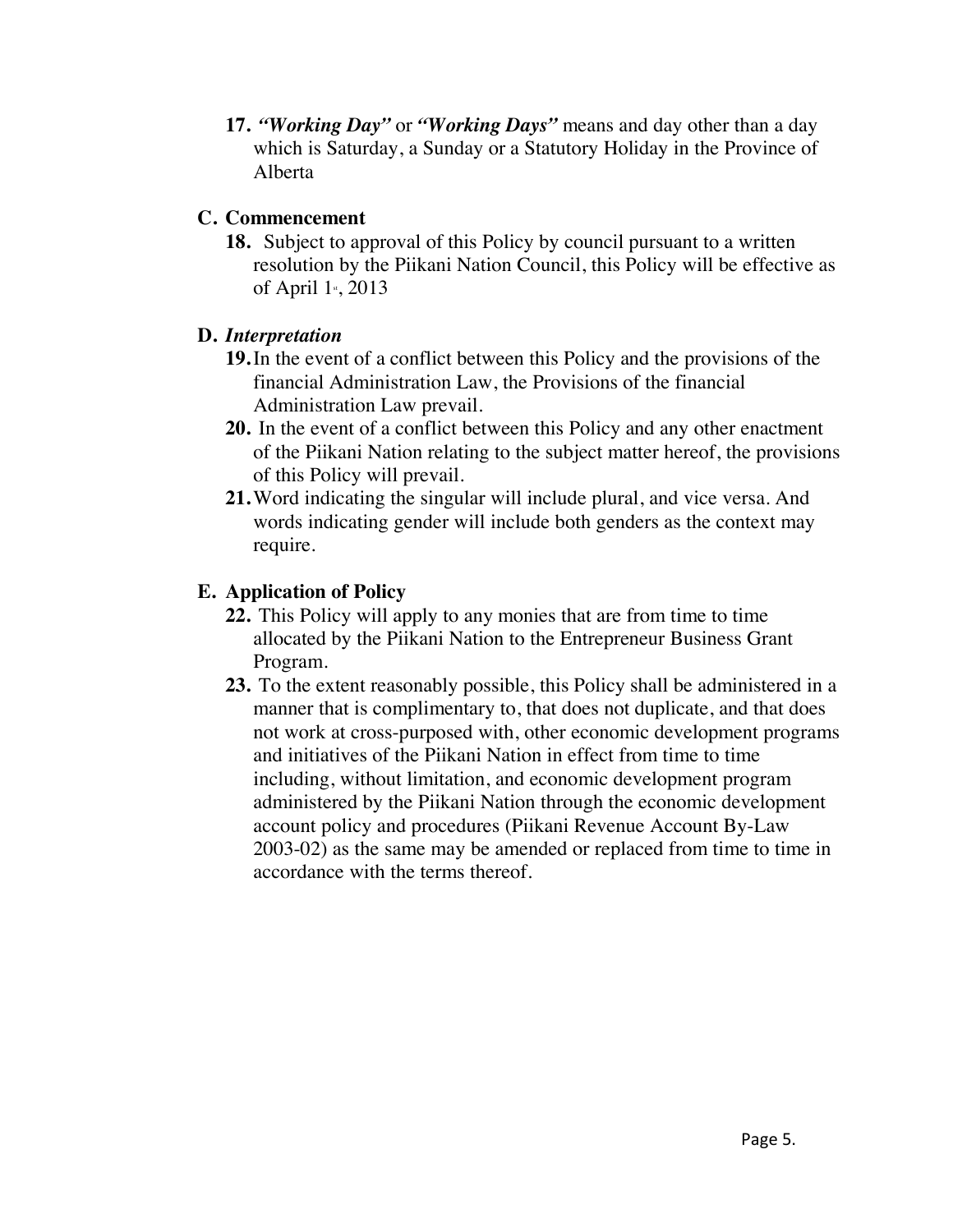**17.** ***"Working Day"*** or ***"Working Days"*** means and day other than a day which is Saturday, a Sunday or a Statutory Holiday in the Province of Alberta

## C. Commencement

**18.** Subject to approval of this Policy by council pursuant to a written resolution by the Piikani Nation Council, this Policy will be effective as of April 1st, 2013

## D. *Interpretation*

**19.** In the event of a conflict between this Policy and the provisions of the financial Administration Law, the Provisions of the financial Administration Law prevail.

**20.** In the event of a conflict between this Policy and any other enactment of the Piikani Nation relating to the subject matter hereof, the provisions of this Policy will prevail.

**21.** Word indicating the singular will include plural, and vice versa. And words indicating gender will include both genders as the context may require.

## E. Application of Policy

**22.** This Policy will apply to any monies that are from time to time allocated by the Piikani Nation to the Entrepreneur Business Grant Program.

**23.** To the extent reasonably possible, this Policy shall be administered in a manner that is complimentary to, that does not duplicate, and that does not work at cross-purposed with, other economic development programs and initiatives of the Piikani Nation in effect from time to time including, without limitation, and economic development program administered by the Piikani Nation through the economic development account policy and procedures (Piikani Revenue Account By-Law 2003-02) as the same may be amended or replaced from time to time in accordance with the terms thereof.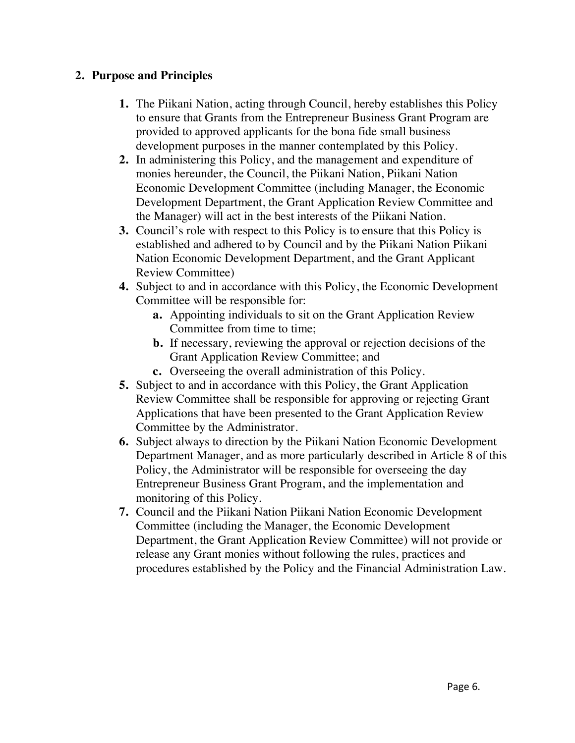## 2. Purpose and Principles

1. The Piikani Nation, acting through Council, hereby establishes this Policy to ensure that Grants from the Entrepreneur Business Grant Program are provided to approved applicants for the bona fide small business development purposes in the manner contemplated by this Policy.
2. In administering this Policy, and the management and expenditure of monies hereunder, the Council, the Piikani Nation, Piikani Nation Economic Development Committee (including Manager, the Economic Development Department, the Grant Application Review Committee and the Manager) will act in the best interests of the Piikani Nation.
3. Council's role with respect to this Policy is to ensure that this Policy is established and adhered to by Council and by the Piikani Nation Piikani Nation Economic Development Department, and the Grant Applicant Review Committee)
4. Subject to and in accordance with this Policy, the Economic Development Committee will be responsible for:
   a. Appointing individuals to sit on the Grant Application Review Committee from time to time;
   b. If necessary, reviewing the approval or rejection decisions of the Grant Application Review Committee; and
   c. Overseeing the overall administration of this Policy.
5. Subject to and in accordance with this Policy, the Grant Application Review Committee shall be responsible for approving or rejecting Grant Applications that have been presented to the Grant Application Review Committee by the Administrator.
6. Subject always to direction by the Piikani Nation Economic Development Department Manager, and as more particularly described in Article 8 of this Policy, the Administrator will be responsible for overseeing the day Entrepreneur Business Grant Program, and the implementation and monitoring of this Policy.
7. Council and the Piikani Nation Piikani Nation Economic Development Committee (including the Manager, the Economic Development Department, the Grant Application Review Committee) will not provide or release any Grant monies without following the rules, practices and procedures established by the Policy and the Financial Administration Law.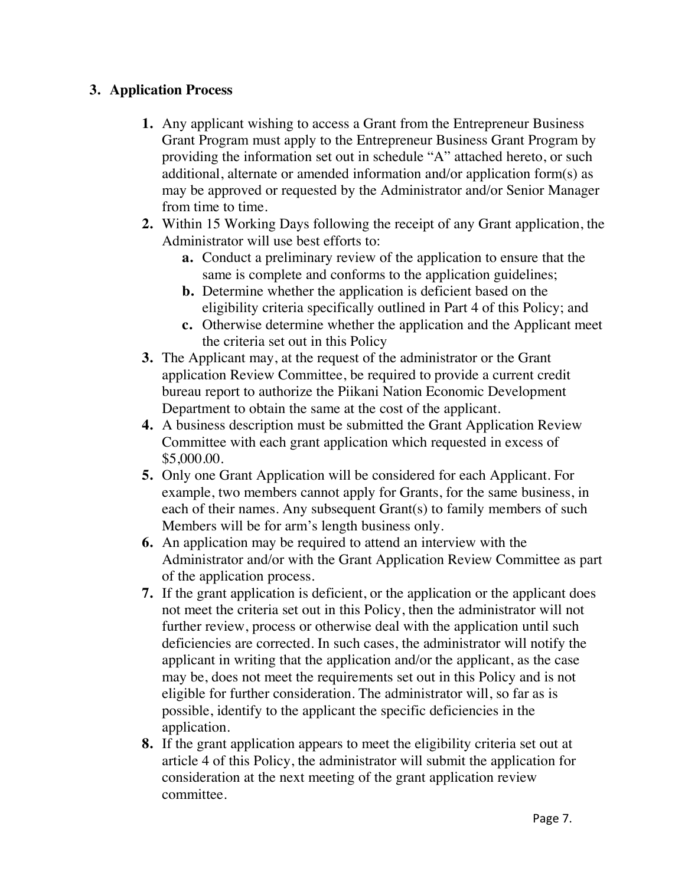## 3. Application Process

1. Any applicant wishing to access a Grant from the Entrepreneur Business Grant Program must apply to the Entrepreneur Business Grant Program by providing the information set out in schedule "A" attached hereto, or such additional, alternate or amended information and/or application form(s) as may be approved or requested by the Administrator and/or Senior Manager from time to time.
2. Within 15 Working Days following the receipt of any Grant application, the Administrator will use best efforts to:
   a. Conduct a preliminary review of the application to ensure that the same is complete and conforms to the application guidelines;
   b. Determine whether the application is deficient based on the eligibility criteria specifically outlined in Part 4 of this Policy; and
   c. Otherwise determine whether the application and the Applicant meet the criteria set out in this Policy
3. The Applicant may, at the request of the administrator or the Grant application Review Committee, be required to provide a current credit bureau report to authorize the Piikani Nation Economic Development Department to obtain the same at the cost of the applicant.
4. A business description must be submitted the Grant Application Review Committee with each grant application which requested in excess of $5,000.00.
5. Only one Grant Application will be considered for each Applicant. For example, two members cannot apply for Grants, for the same business, in each of their names. Any subsequent Grant(s) to family members of such Members will be for arm's length business only.
6. An application may be required to attend an interview with the Administrator and/or with the Grant Application Review Committee as part of the application process.
7. If the grant application is deficient, or the application or the applicant does not meet the criteria set out in this Policy, then the administrator will not further review, process or otherwise deal with the application until such deficiencies are corrected. In such cases, the administrator will notify the applicant in writing that the application and/or the applicant, as the case may be, does not meet the requirements set out in this Policy and is not eligible for further consideration. The administrator will, so far as is possible, identify to the applicant the specific deficiencies in the application.
8. If the grant application appears to meet the eligibility criteria set out at article 4 of this Policy, the administrator will submit the application for consideration at the next meeting of the grant application review committee.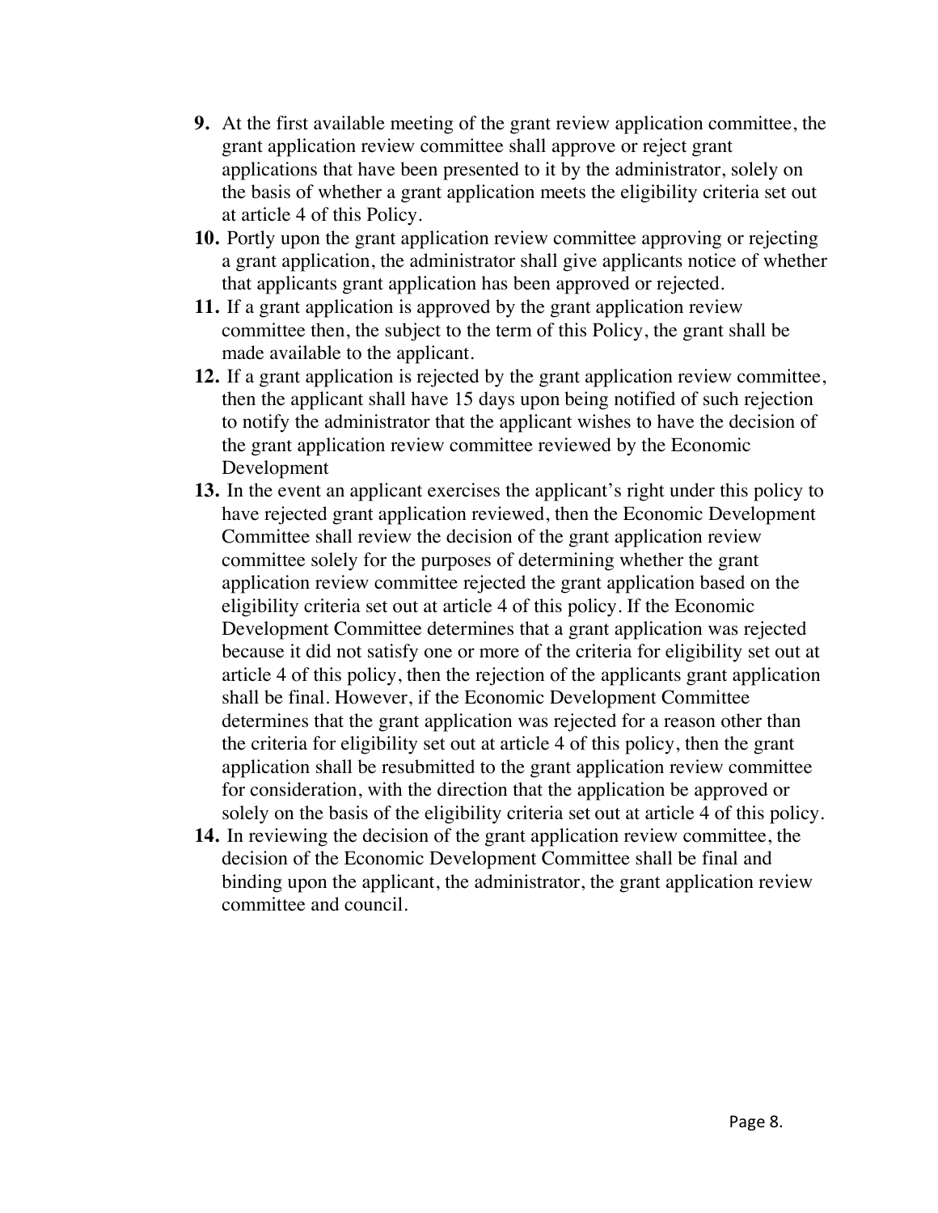9. At the first available meeting of the grant review application committee, the grant application review committee shall approve or reject grant applications that have been presented to it by the administrator, solely on the basis of whether a grant application meets the eligibility criteria set out at article 4 of this Policy.
10. Portly upon the grant application review committee approving or rejecting a grant application, the administrator shall give applicants notice of whether that applicants grant application has been approved or rejected.
11. If a grant application is approved by the grant application review committee then, the subject to the term of this Policy, the grant shall be made available to the applicant.
12. If a grant application is rejected by the grant application review committee, then the applicant shall have 15 days upon being notified of such rejection to notify the administrator that the applicant wishes to have the decision of the grant application review committee reviewed by the Economic Development
13. In the event an applicant exercises the applicant's right under this policy to have rejected grant application reviewed, then the Economic Development Committee shall review the decision of the grant application review committee solely for the purposes of determining whether the grant application review committee rejected the grant application based on the eligibility criteria set out at article 4 of this policy. If the Economic Development Committee determines that a grant application was rejected because it did not satisfy one or more of the criteria for eligibility set out at article 4 of this policy, then the rejection of the applicants grant application shall be final. However, if the Economic Development Committee determines that the grant application was rejected for a reason other than the criteria for eligibility set out at article 4 of this policy, then the grant application shall be resubmitted to the grant application review committee for consideration, with the direction that the application be approved or solely on the basis of the eligibility criteria set out at article 4 of this policy.
14. In reviewing the decision of the grant application review committee, the decision of the Economic Development Committee shall be final and binding upon the applicant, the administrator, the grant application review committee and council.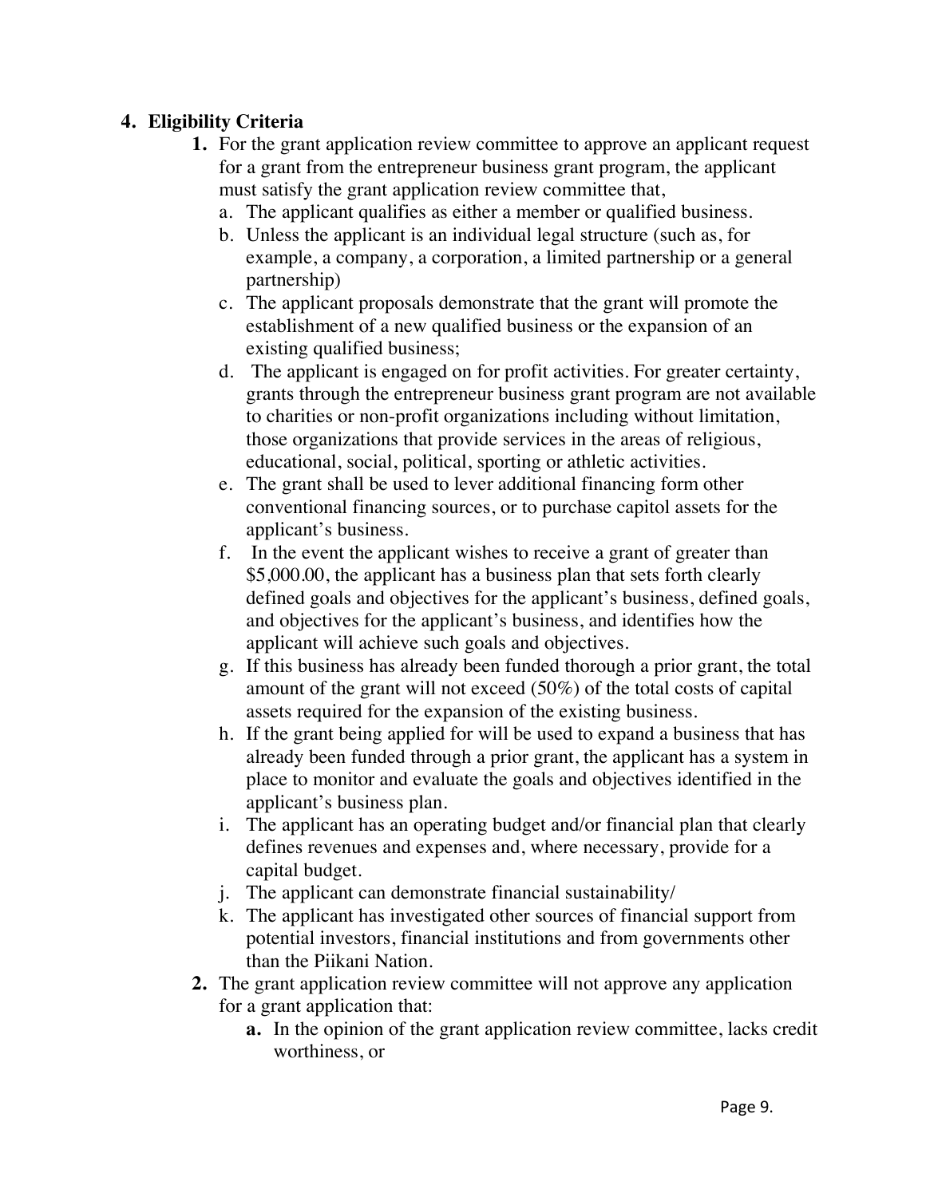## 4. Eligibility Criteria

1. For the grant application review committee to approve an applicant request for a grant from the entrepreneur business grant program, the applicant must satisfy the grant application review committee that,
   a. The applicant qualifies as either a member or qualified business.
   b. Unless the applicant is an individual legal structure (such as, for example, a company, a corporation, a limited partnership or a general partnership)
   c. The applicant proposals demonstrate that the grant will promote the establishment of a new qualified business or the expansion of an existing qualified business;
   d. The applicant is engaged on for profit activities. For greater certainty, grants through the entrepreneur business grant program are not available to charities or non-profit organizations including without limitation, those organizations that provide services in the areas of religious, educational, social, political, sporting or athletic activities.
   e. The grant shall be used to lever additional financing form other conventional financing sources, or to purchase capitol assets for the applicant's business.
   f. In the event the applicant wishes to receive a grant of greater than $5,000.00, the applicant has a business plan that sets forth clearly defined goals and objectives for the applicant's business, defined goals, and objectives for the applicant's business, and identifies how the applicant will achieve such goals and objectives.
   g. If this business has already been funded thorough a prior grant, the total amount of the grant will not exceed (50%) of the total costs of capital assets required for the expansion of the existing business.
   h. If the grant being applied for will be used to expand a business that has already been funded through a prior grant, the applicant has a system in place to monitor and evaluate the goals and objectives identified in the applicant's business plan.
   i. The applicant has an operating budget and/or financial plan that clearly defines revenues and expenses and, where necessary, provide for a capital budget.
   j. The applicant can demonstrate financial sustainability/
   k. The applicant has investigated other sources of financial support from potential investors, financial institutions and from governments other than the Piikani Nation.
2. The grant application review committee will not approve any application for a grant application that:
   **a.** In the opinion of the grant application review committee, lacks credit worthiness, or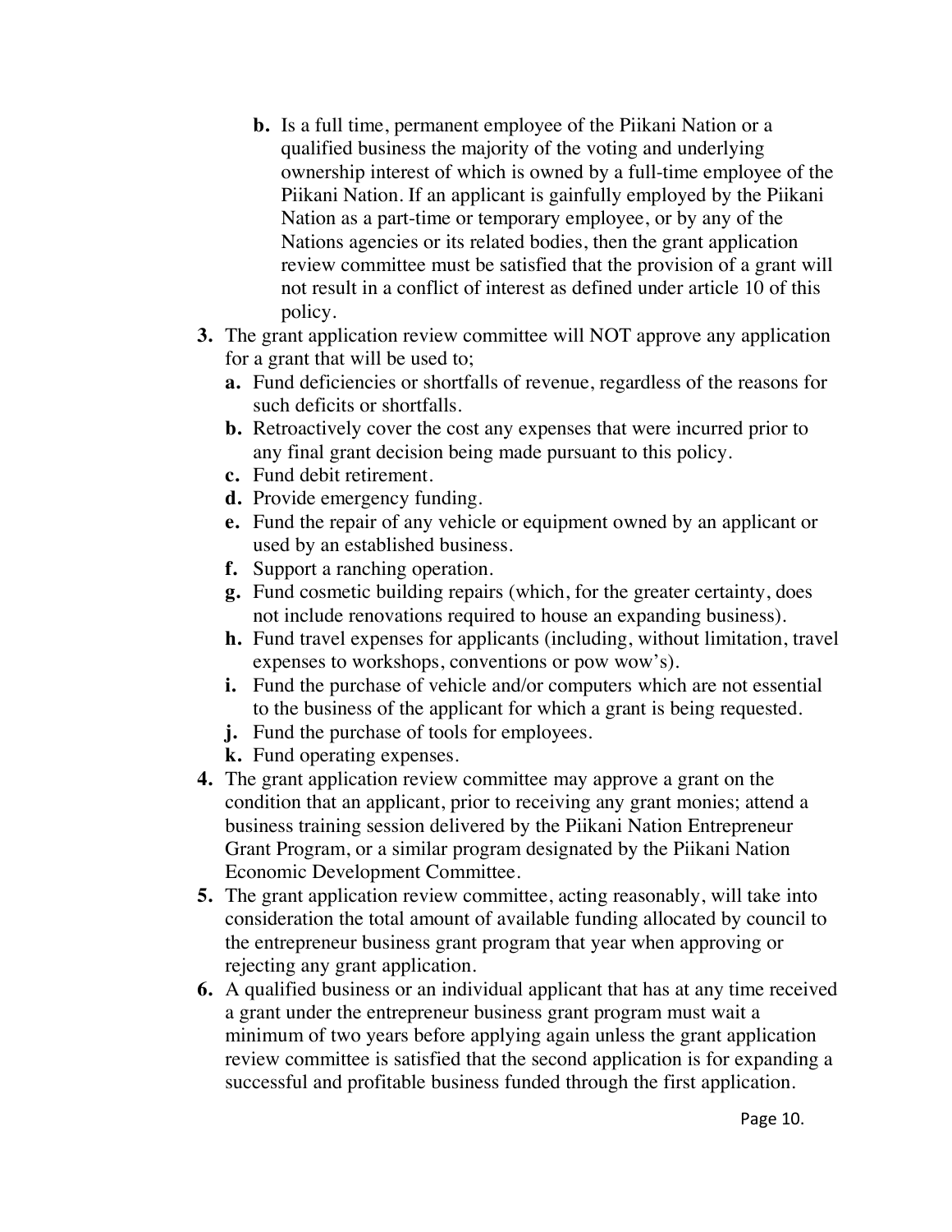b. Is a full time, permanent employee of the Piikani Nation or a qualified business the majority of the voting and underlying ownership interest of which is owned by a full-time employee of the Piikani Nation. If an applicant is gainfully employed by the Piikani Nation as a part-time or temporary employee, or by any of the Nations agencies or its related bodies, then the grant application review committee must be satisfied that the provision of a grant will not result in a conflict of interest as defined under article 10 of this policy.

3. The grant application review committee will NOT approve any application for a grant that will be used to;
   a. Fund deficiencies or shortfalls of revenue, regardless of the reasons for such deficits or shortfalls.
   b. Retroactively cover the cost any expenses that were incurred prior to any final grant decision being made pursuant to this policy.
   c. Fund debit retirement.
   d. Provide emergency funding.
   e. Fund the repair of any vehicle or equipment owned by an applicant or used by an established business.
   f. Support a ranching operation.
   g. Fund cosmetic building repairs (which, for the greater certainty, does not include renovations required to house an expanding business).
   h. Fund travel expenses for applicants (including, without limitation, travel expenses to workshops, conventions or pow wow's).
   i. Fund the purchase of vehicle and/or computers which are not essential to the business of the applicant for which a grant is being requested.
   j. Fund the purchase of tools for employees.
   k. Fund operating expenses.
4. The grant application review committee may approve a grant on the condition that an applicant, prior to receiving any grant monies; attend a business training session delivered by the Piikani Nation Entrepreneur Grant Program, or a similar program designated by the Piikani Nation Economic Development Committee.
5. The grant application review committee, acting reasonably, will take into consideration the total amount of available funding allocated by council to the entrepreneur business grant program that year when approving or rejecting any grant application.
6. A qualified business or an individual applicant that has at any time received a grant under the entrepreneur business grant program must wait a minimum of two years before applying again unless the grant application review committee is satisfied that the second application is for expanding a successful and profitable business funded through the first application.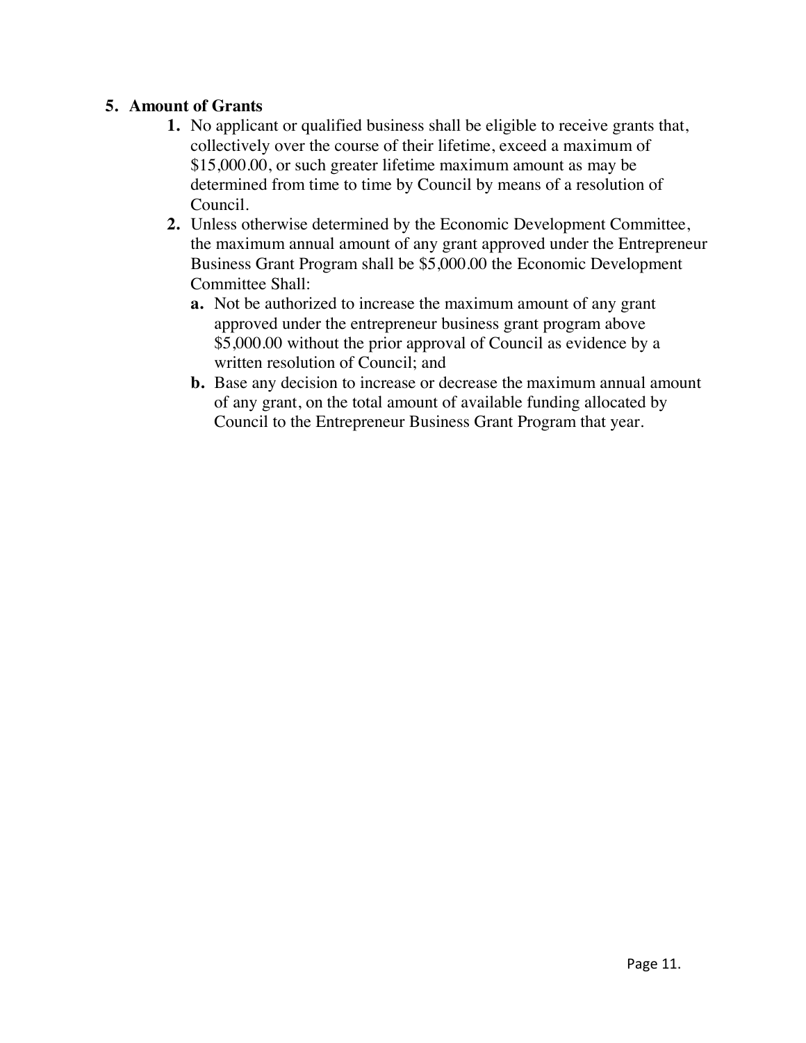5. **Amount of Grants**
   1. No applicant or qualified business shall be eligible to receive grants that, collectively over the course of their lifetime, exceed a maximum of $15,000.00, or such greater lifetime maximum amount as may be determined from time to time by Council by means of a resolution of Council.
   2. Unless otherwise determined by the Economic Development Committee, the maximum annual amount of any grant approved under the Entrepreneur Business Grant Program shall be $5,000.00 the Economic Development Committee Shall:
      a. Not be authorized to increase the maximum amount of any grant approved under the entrepreneur business grant program above $5,000.00 without the prior approval of Council as evidence by a written resolution of Council; and
      b. Base any decision to increase or decrease the maximum annual amount of any grant, on the total amount of available funding allocated by Council to the Entrepreneur Business Grant Program that year.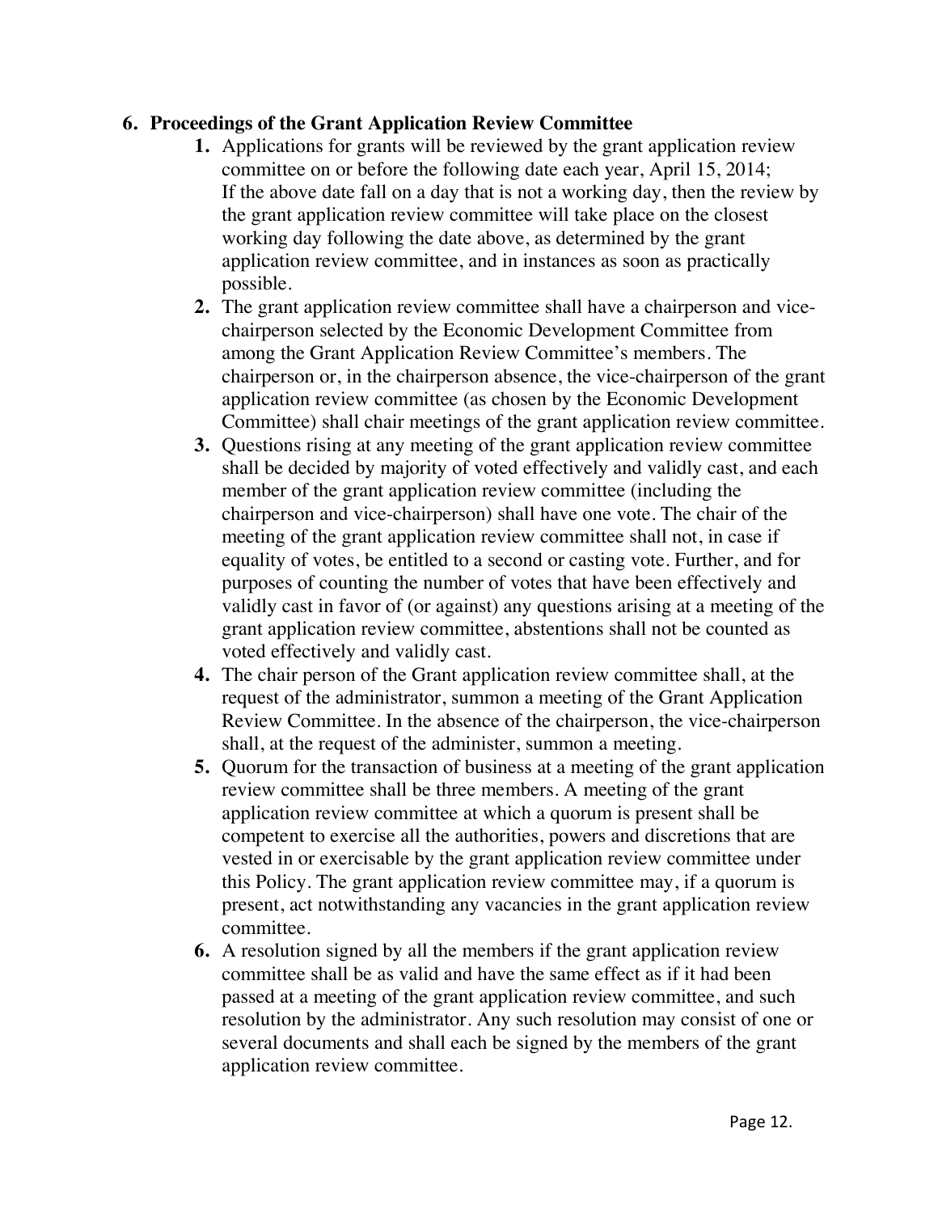## 6. Proceedings of the Grant Application Review Committee

1. Applications for grants will be reviewed by the grant application review committee on or before the following date each year, April 15, 2014; If the above date fall on a day that is not a working day, then the review by the grant application review committee will take place on the closest working day following the date above, as determined by the grant application review committee, and in instances as soon as practically possible.
2. The grant application review committee shall have a chairperson and vice-chairperson selected by the Economic Development Committee from among the Grant Application Review Committee's members. The chairperson or, in the chairperson absence, the vice-chairperson of the grant application review committee (as chosen by the Economic Development Committee) shall chair meetings of the grant application review committee.
3. Questions rising at any meeting of the grant application review committee shall be decided by majority of voted effectively and validly cast, and each member of the grant application review committee (including the chairperson and vice-chairperson) shall have one vote. The chair of the meeting of the grant application review committee shall not, in case if equality of votes, be entitled to a second or casting vote. Further, and for purposes of counting the number of votes that have been effectively and validly cast in favor of (or against) any questions arising at a meeting of the grant application review committee, abstentions shall not be counted as voted effectively and validly cast.
4. The chair person of the Grant application review committee shall, at the request of the administrator, summon a meeting of the Grant Application Review Committee. In the absence of the chairperson, the vice-chairperson shall, at the request of the administer, summon a meeting.
5. Quorum for the transaction of business at a meeting of the grant application review committee shall be three members. A meeting of the grant application review committee at which a quorum is present shall be competent to exercise all the authorities, powers and discretions that are vested in or exercisable by the grant application review committee under this Policy. The grant application review committee may, if a quorum is present, act notwithstanding any vacancies in the grant application review committee.
6. A resolution signed by all the members if the grant application review committee shall be as valid and have the same effect as if it had been passed at a meeting of the grant application review committee, and such resolution by the administrator. Any such resolution may consist of one or several documents and shall each be signed by the members of the grant application review committee.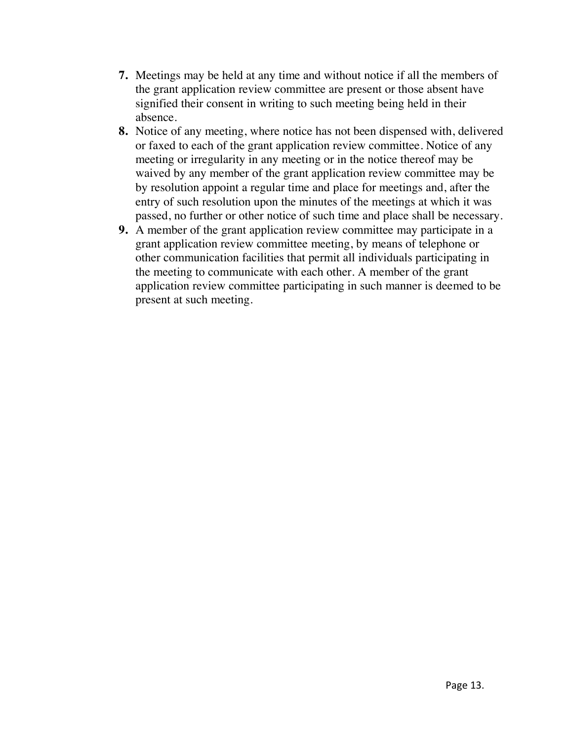7. Meetings may be held at any time and without notice if all the members of the grant application review committee are present or those absent have signified their consent in writing to such meeting being held in their absence.
8. Notice of any meeting, where notice has not been dispensed with, delivered or faxed to each of the grant application review committee. Notice of any meeting or irregularity in any meeting or in the notice thereof may be waived by any member of the grant application review committee may be by resolution appoint a regular time and place for meetings and, after the entry of such resolution upon the minutes of the meetings at which it was passed, no further or other notice of such time and place shall be necessary.
9. A member of the grant application review committee may participate in a grant application review committee meeting, by means of telephone or other communication facilities that permit all individuals participating in the meeting to communicate with each other. A member of the grant application review committee participating in such manner is deemed to be present at such meeting.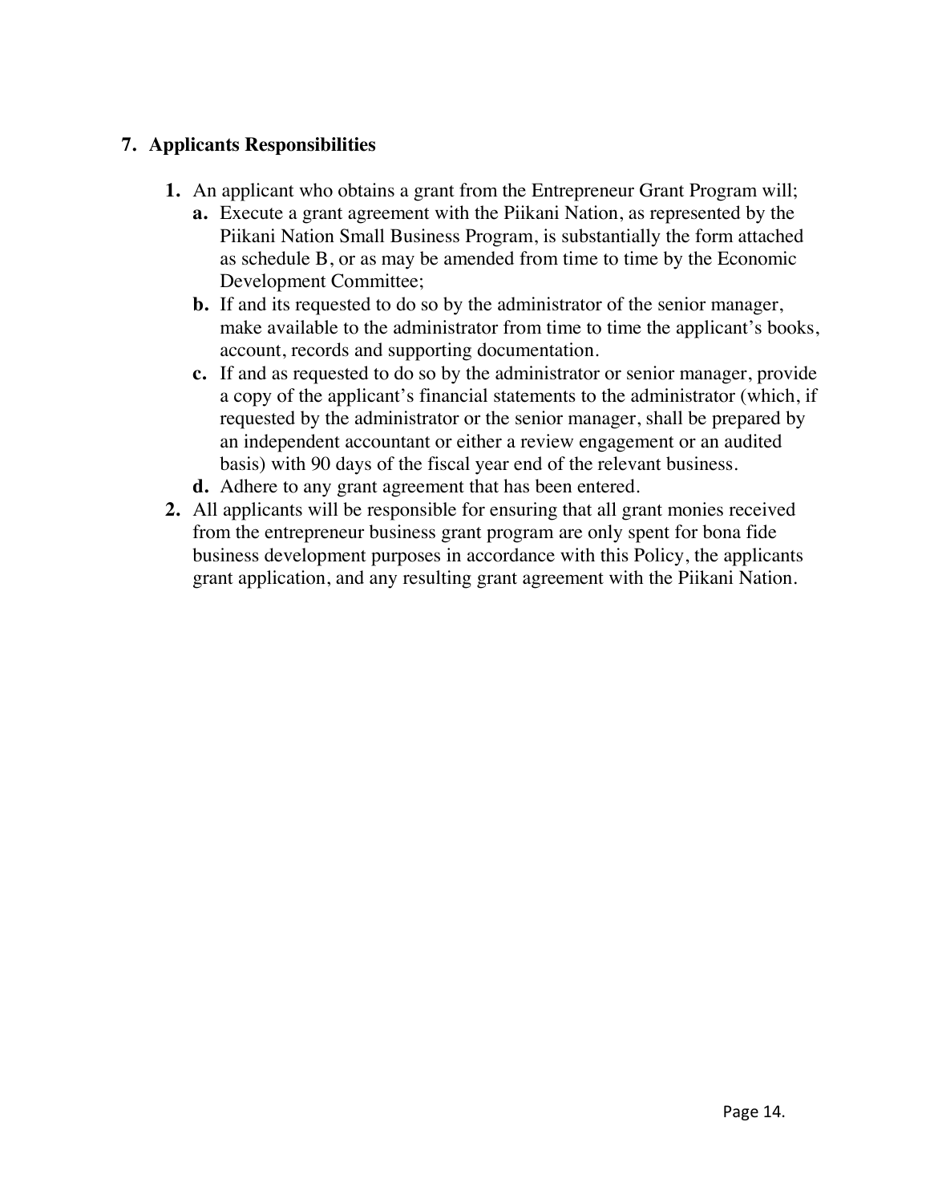## 7. Applicants Responsibilities

1. An applicant who obtains a grant from the Entrepreneur Grant Program will;
   a. Execute a grant agreement with the Piikani Nation, as represented by the Piikani Nation Small Business Program, is substantially the form attached as schedule B, or as may be amended from time to time by the Economic Development Committee;
   b. If and its requested to do so by the administrator of the senior manager, make available to the administrator from time to time the applicant's books, account, records and supporting documentation.
   c. If and as requested to do so by the administrator or senior manager, provide a copy of the applicant's financial statements to the administrator (which, if requested by the administrator or the senior manager, shall be prepared by an independent accountant or either a review engagement or an audited basis) with 90 days of the fiscal year end of the relevant business.
   d. Adhere to any grant agreement that has been entered.
2. All applicants will be responsible for ensuring that all grant monies received from the entrepreneur business grant program are only spent for bona fide business development purposes in accordance with this Policy, the applicants grant application, and any resulting grant agreement with the Piikani Nation.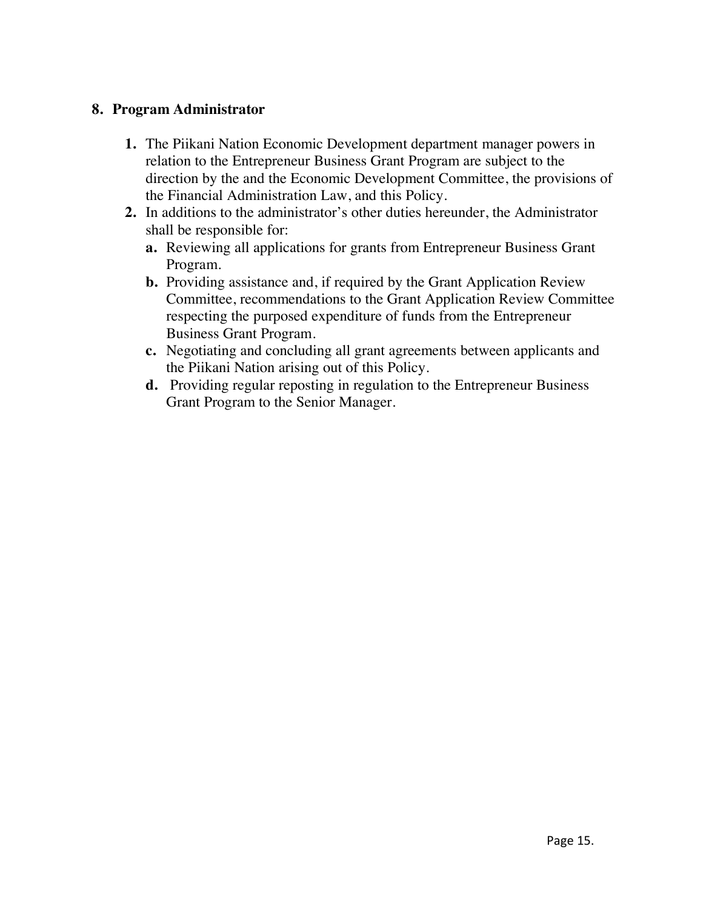## 8. Program Administrator

1. The Piikani Nation Economic Development department manager powers in relation to the Entrepreneur Business Grant Program are subject to the direction by the and the Economic Development Committee, the provisions of the Financial Administration Law, and this Policy.
2. In additions to the administrator's other duties hereunder, the Administrator shall be responsible for:
   - **a.** Reviewing all applications for grants from Entrepreneur Business Grant Program.
   - **b.** Providing assistance and, if required by the Grant Application Review Committee, recommendations to the Grant Application Review Committee respecting the purposed expenditure of funds from the Entrepreneur Business Grant Program.
   - **c.** Negotiating and concluding all grant agreements between applicants and the Piikani Nation arising out of this Policy.
   - **d.** Providing regular reposting in regulation to the Entrepreneur Business Grant Program to the Senior Manager.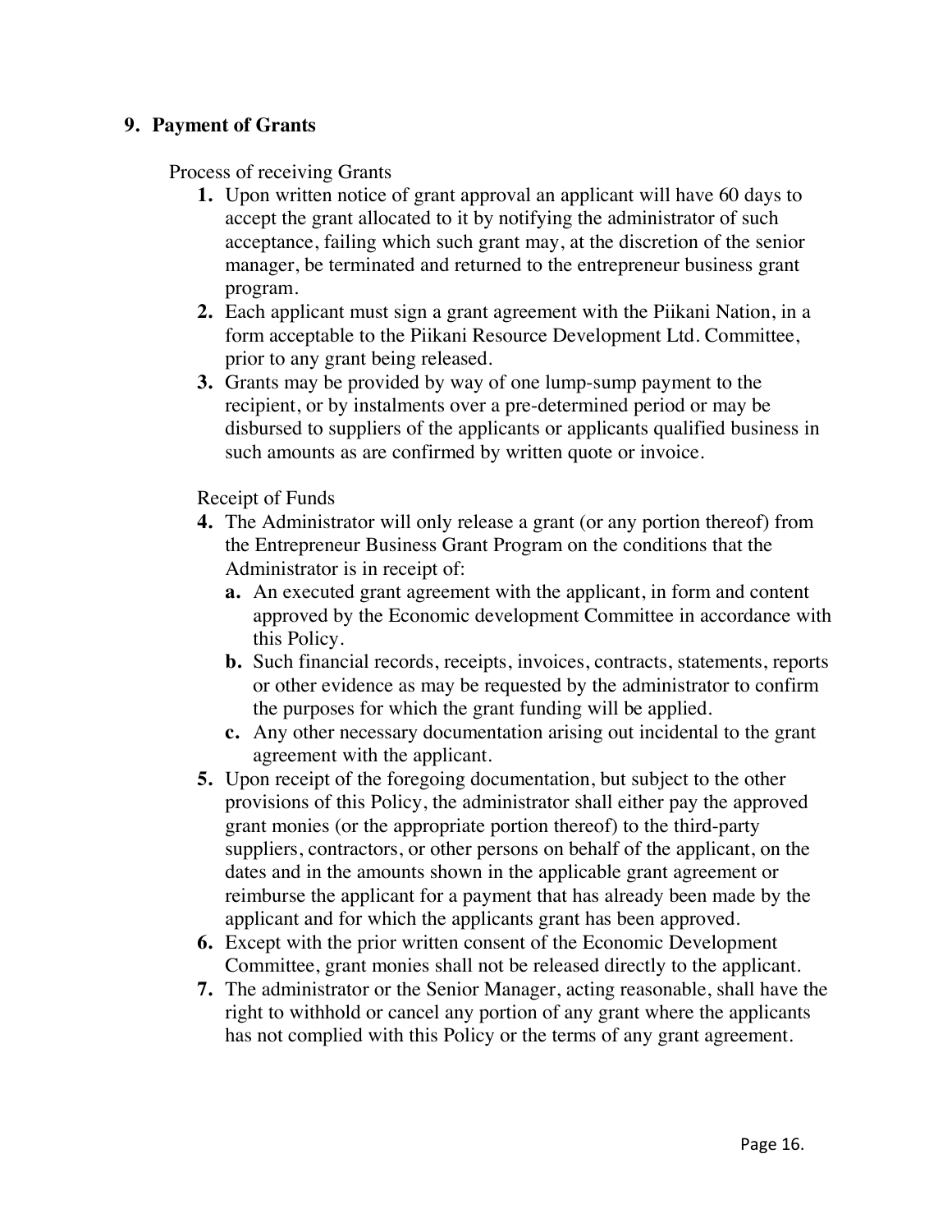## 9. Payment of Grants

Process of receiving Grants

1. Upon written notice of grant approval an applicant will have 60 days to accept the grant allocated to it by notifying the administrator of such acceptance, failing which such grant may, at the discretion of the senior manager, be terminated and returned to the entrepreneur business grant program.
2. Each applicant must sign a grant agreement with the Piikani Nation, in a form acceptable to the Piikani Resource Development Ltd. Committee, prior to any grant being released.
3. Grants may be provided by way of one lump-sump payment to the recipient, or by instalments over a pre-determined period or may be disbursed to suppliers of the applicants or applicants qualified business in such amounts as are confirmed by written quote or invoice.

Receipt of Funds

4. The Administrator will only release a grant (or any portion thereof) from the Entrepreneur Business Grant Program on the conditions that the Administrator is in receipt of:
   a. An executed grant agreement with the applicant, in form and content approved by the Economic development Committee in accordance with this Policy.
   b. Such financial records, receipts, invoices, contracts, statements, reports or other evidence as may be requested by the administrator to confirm the purposes for which the grant funding will be applied.
   c. Any other necessary documentation arising out incidental to the grant agreement with the applicant.
5. Upon receipt of the foregoing documentation, but subject to the other provisions of this Policy, the administrator shall either pay the approved grant monies (or the appropriate portion thereof) to the third-party suppliers, contractors, or other persons on behalf of the applicant, on the dates and in the amounts shown in the applicable grant agreement or reimburse the applicant for a payment that has already been made by the applicant and for which the applicants grant has been approved.
6. Except with the prior written consent of the Economic Development Committee, grant monies shall not be released directly to the applicant.
7. The administrator or the Senior Manager, acting reasonable, shall have the right to withhold or cancel any portion of any grant where the applicants has not complied with this Policy or the terms of any grant agreement.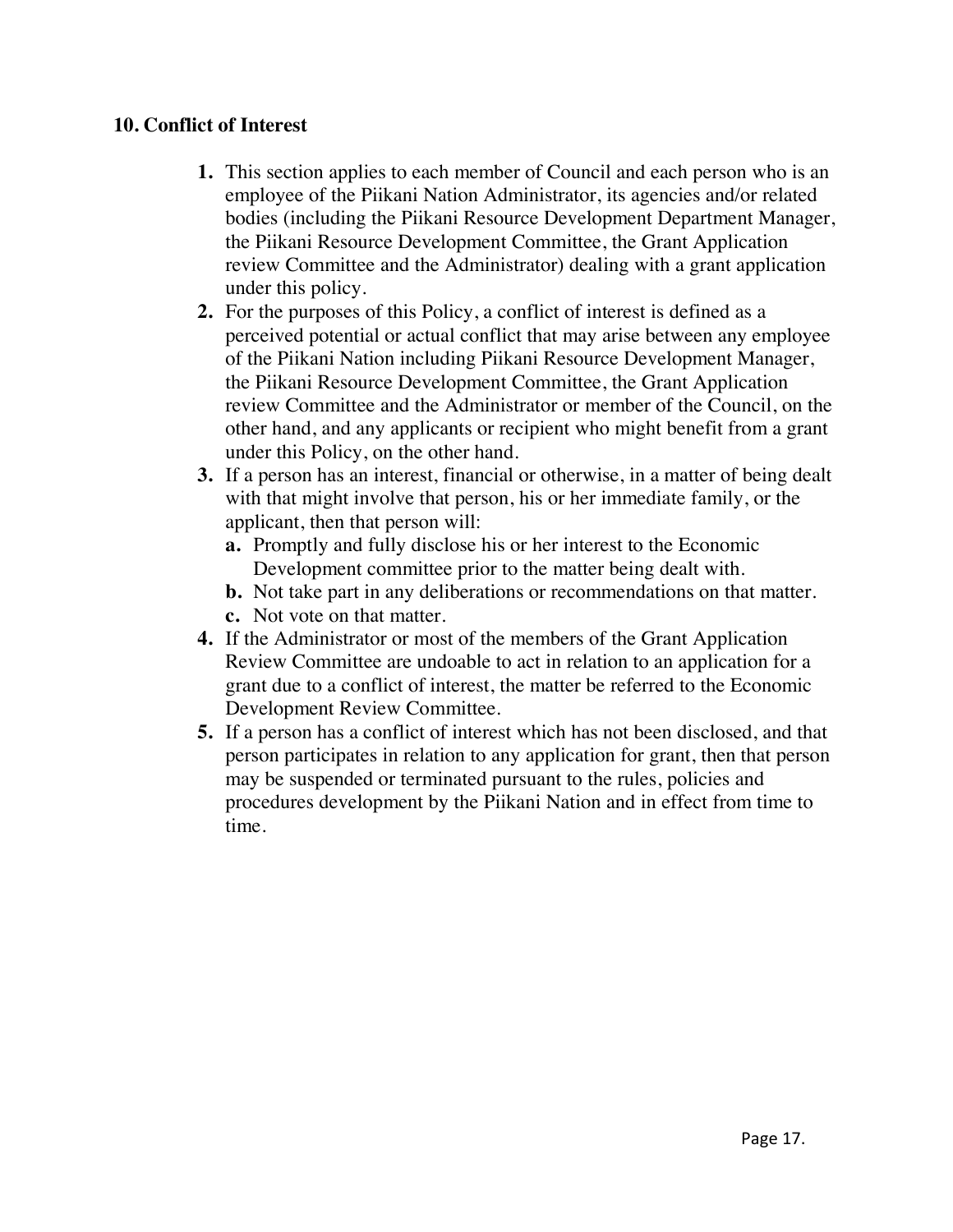## 10. Conflict of Interest

1. This section applies to each member of Council and each person who is an employee of the Piikani Nation Administrator, its agencies and/or related bodies (including the Piikani Resource Development Department Manager, the Piikani Resource Development Committee, the Grant Application review Committee and the Administrator) dealing with a grant application under this policy.
2. For the purposes of this Policy, a conflict of interest is defined as a perceived potential or actual conflict that may arise between any employee of the Piikani Nation including Piikani Resource Development Manager, the Piikani Resource Development Committee, the Grant Application review Committee and the Administrator or member of the Council, on the other hand, and any applicants or recipient who might benefit from a grant under this Policy, on the other hand.
3. If a person has an interest, financial or otherwise, in a matter of being dealt with that might involve that person, his or her immediate family, or the applicant, then that person will:
   - **a.** Promptly and fully disclose his or her interest to the Economic Development committee prior to the matter being dealt with.
   - **b.** Not take part in any deliberations or recommendations on that matter.
   - **c.** Not vote on that matter.
4. If the Administrator or most of the members of the Grant Application Review Committee are undoable to act in relation to an application for a grant due to a conflict of interest, the matter be referred to the Economic Development Review Committee.
5. If a person has a conflict of interest which has not been disclosed, and that person participates in relation to any application for grant, then that person may be suspended or terminated pursuant to the rules, policies and procedures development by the Piikani Nation and in effect from time to time.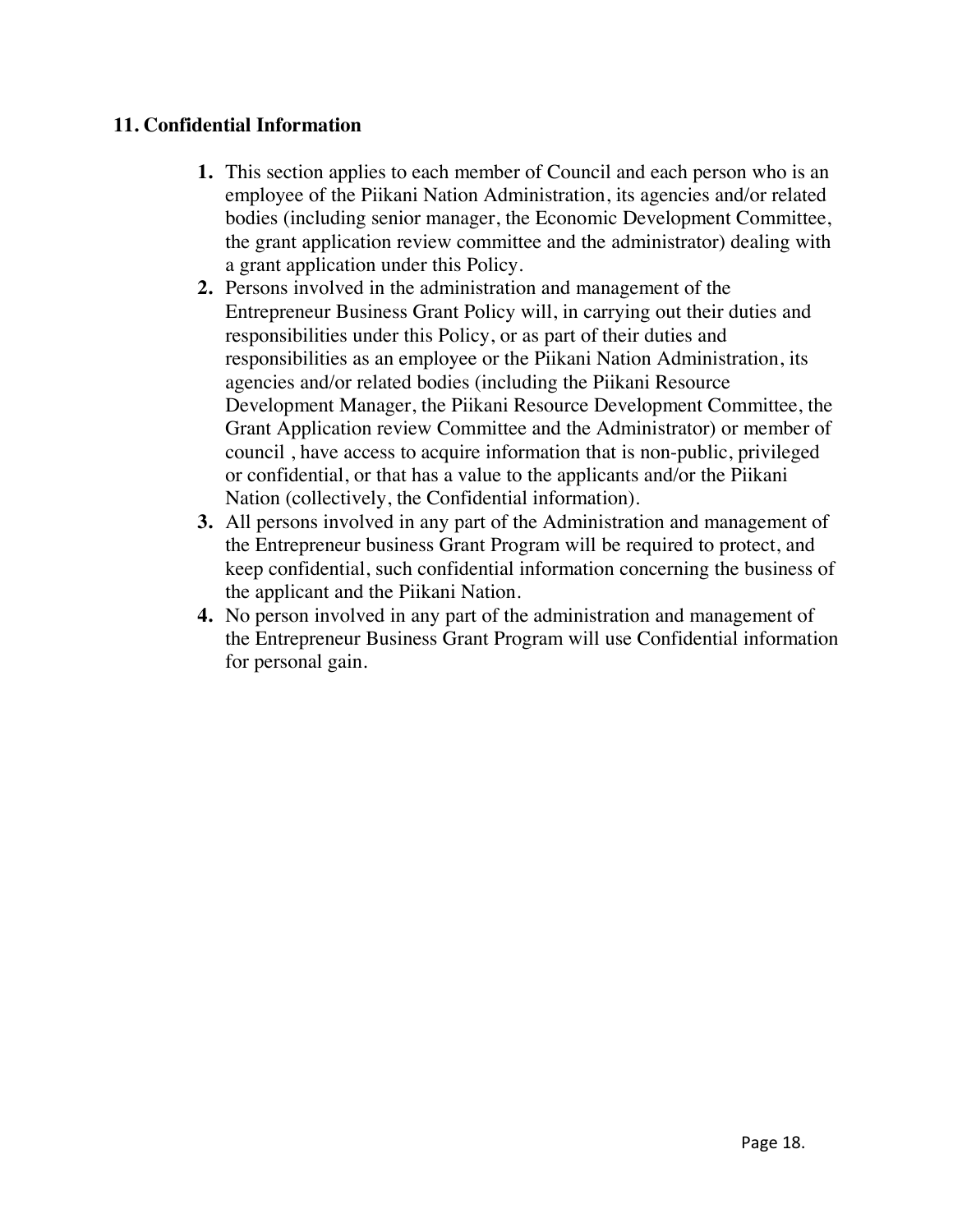## 11. Confidential Information

1. This section applies to each member of Council and each person who is an employee of the Piikani Nation Administration, its agencies and/or related bodies (including senior manager, the Economic Development Committee, the grant application review committee and the administrator) dealing with a grant application under this Policy.
2. Persons involved in the administration and management of the Entrepreneur Business Grant Policy will, in carrying out their duties and responsibilities under this Policy, or as part of their duties and responsibilities as an employee or the Piikani Nation Administration, its agencies and/or related bodies (including the Piikani Resource Development Manager, the Piikani Resource Development Committee, the Grant Application review Committee and the Administrator) or member of council , have access to acquire information that is non-public, privileged or confidential, or that has a value to the applicants and/or the Piikani Nation (collectively, the Confidential information).
3. All persons involved in any part of the Administration and management of the Entrepreneur business Grant Program will be required to protect, and keep confidential, such confidential information concerning the business of the applicant and the Piikani Nation.
4. No person involved in any part of the administration and management of the Entrepreneur Business Grant Program will use Confidential information for personal gain.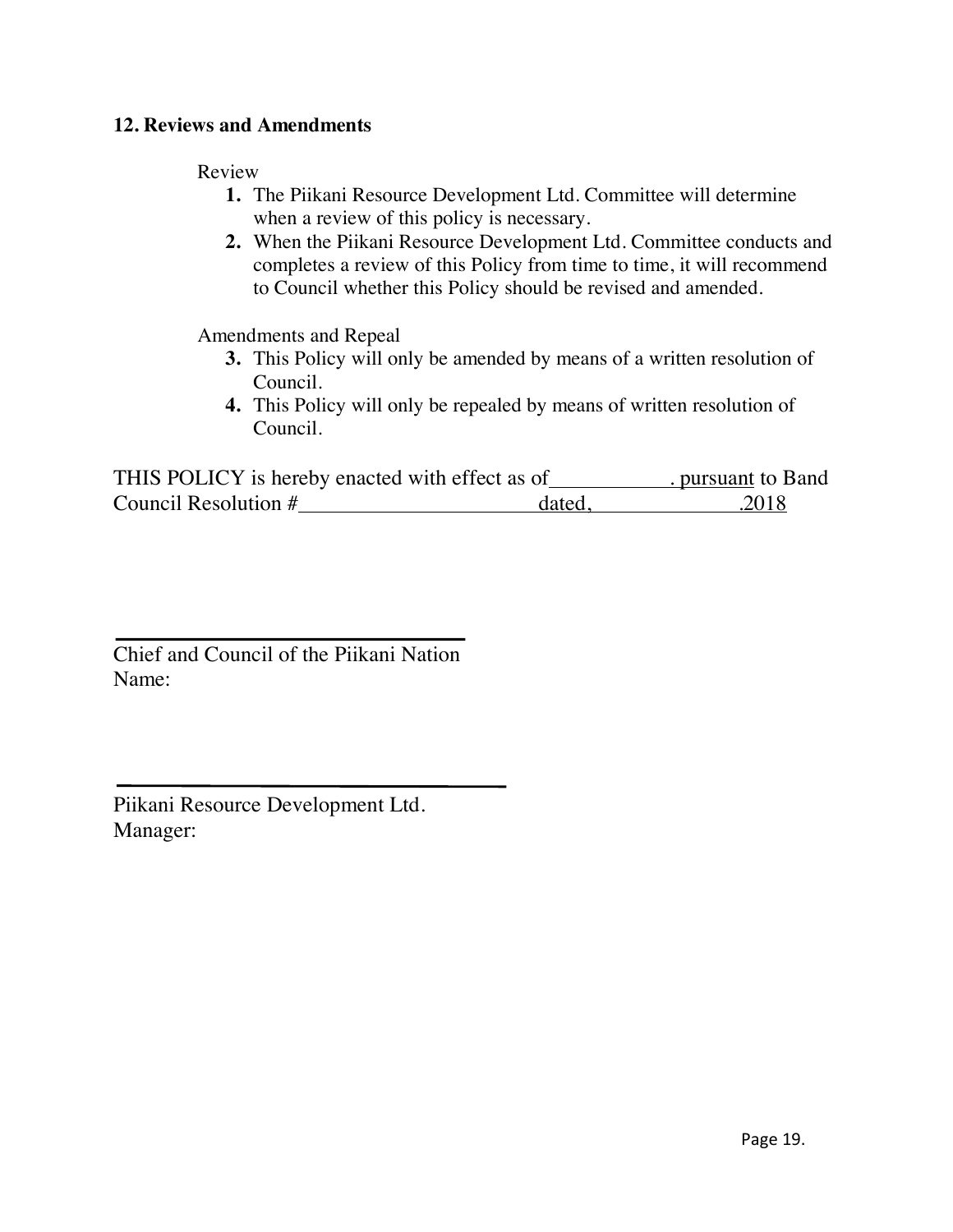## 12. Reviews and Amendments

Review

1. The Piikani Resource Development Ltd. Committee will determine when a review of this policy is necessary.
2. When the Piikani Resource Development Ltd. Committee conducts and completes a review of this Policy from time to time, it will recommend to Council whether this Policy should be revised and amended.

Amendments and Repeal

3. This Policy will only be amended by means of a written resolution of Council.
4. This Policy will only be repealed by means of written resolution of Council.

THIS POLICY is hereby enacted with effect as of ___________. pursuant to Band Council Resolution # ______________________ dated, _____________.2018

_________________________________
Chief and Council of the Piikani Nation
Name:

_________________________________
Piikani Resource Development Ltd.
Manager: